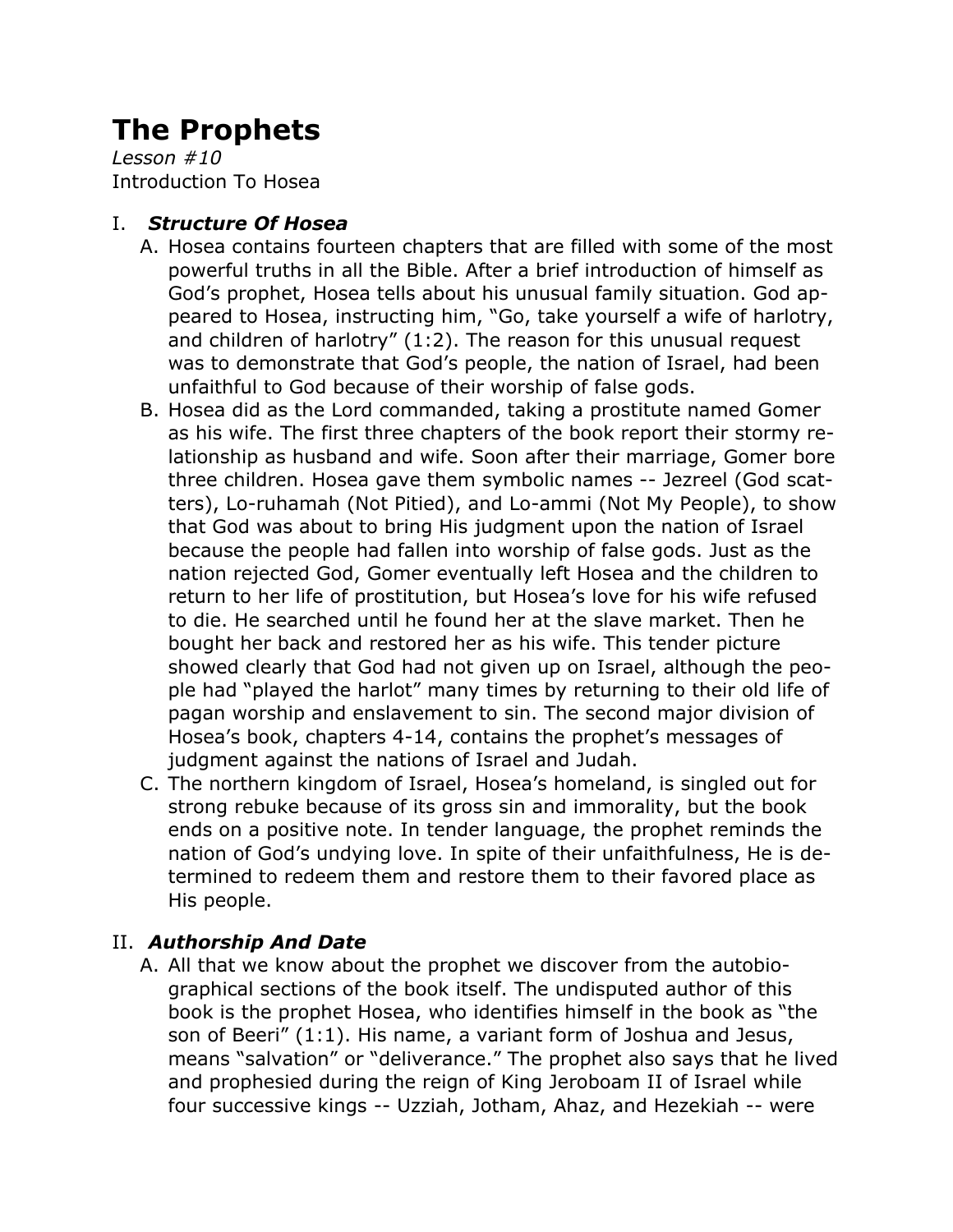# The Prophets

*Lesson #10*

Introduction To Hosea

## I. ***Structure Of Hosea***

A. Hosea contains fourteen chapters that are filled with some of the most powerful truths in all the Bible. After a brief introduction of himself as God's prophet, Hosea tells about his unusual family situation. God appeared to Hosea, instructing him, "Go, take yourself a wife of harlotry, and children of harlotry" (1:2). The reason for this unusual request was to demonstrate that God's people, the nation of Israel, had been unfaithful to God because of their worship of false gods.

B. Hosea did as the Lord commanded, taking a prostitute named Gomer as his wife. The first three chapters of the book report their stormy relationship as husband and wife. Soon after their marriage, Gomer bore three children. Hosea gave them symbolic names -- Jezreel (God scatters), Lo-ruhamah (Not Pitied), and Lo-ammi (Not My People), to show that God was about to bring His judgment upon the nation of Israel because the people had fallen into worship of false gods. Just as the nation rejected God, Gomer eventually left Hosea and the children to return to her life of prostitution, but Hosea's love for his wife refused to die. He searched until he found her at the slave market. Then he bought her back and restored her as his wife. This tender picture showed clearly that God had not given up on Israel, although the people had "played the harlot" many times by returning to their old life of pagan worship and enslavement to sin. The second major division of Hosea's book, chapters 4-14, contains the prophet's messages of judgment against the nations of Israel and Judah.

C. The northern kingdom of Israel, Hosea's homeland, is singled out for strong rebuke because of its gross sin and immorality, but the book ends on a positive note. In tender language, the prophet reminds the nation of God's undying love. In spite of their unfaithfulness, He is determined to redeem them and restore them to their favored place as His people.

## II. ***Authorship And Date***

A. All that we know about the prophet we discover from the autobiographical sections of the book itself. The undisputed author of this book is the prophet Hosea, who identifies himself in the book as "the son of Beeri" (1:1). His name, a variant form of Joshua and Jesus, means "salvation" or "deliverance." The prophet also says that he lived and prophesied during the reign of King Jeroboam II of Israel while four successive kings -- Uzziah, Jotham, Ahaz, and Hezekiah -- were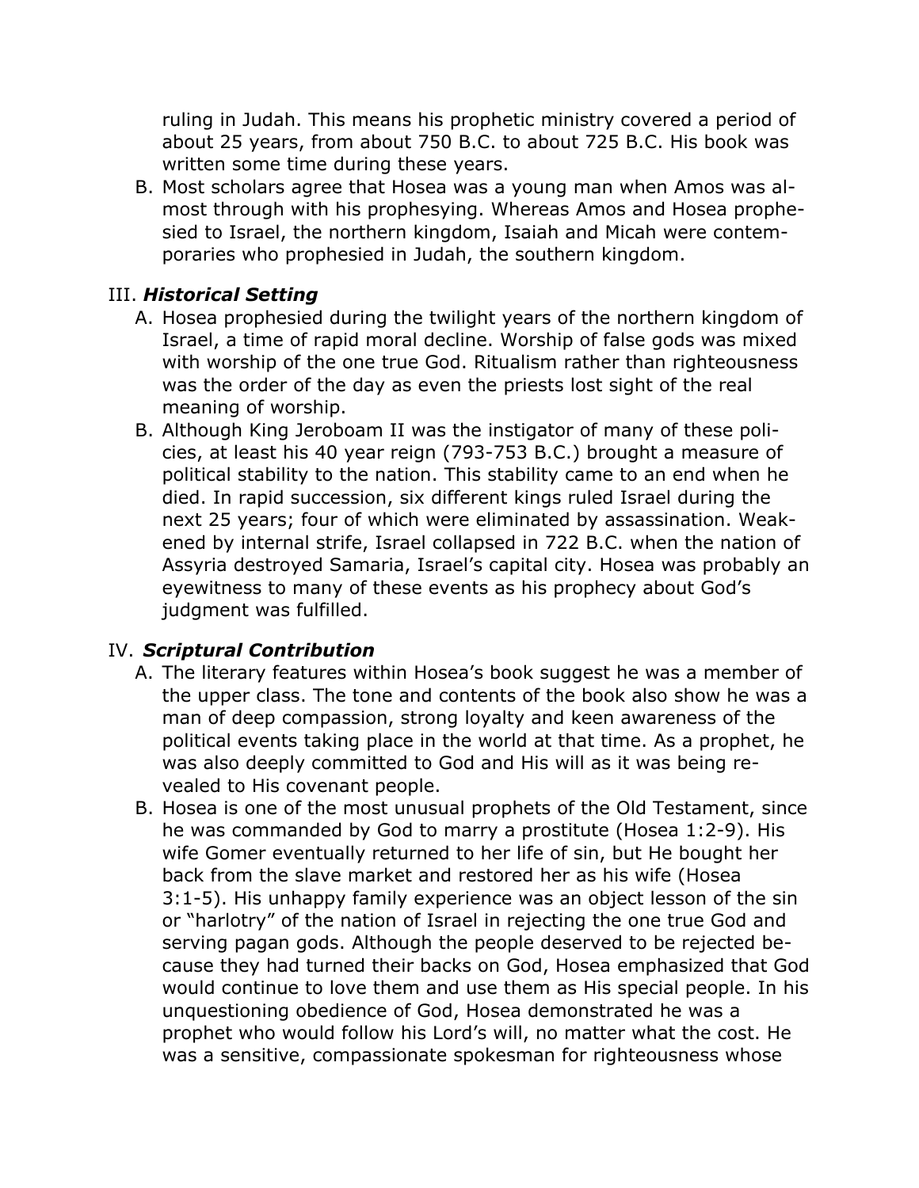ruling in Judah. This means his prophetic ministry covered a period of about 25 years, from about 750 B.C. to about 725 B.C. His book was written some time during these years.

B. Most scholars agree that Hosea was a young man when Amos was almost through with his prophesying. Whereas Amos and Hosea prophesied to Israel, the northern kingdom, Isaiah and Micah were contemporaries who prophesied in Judah, the southern kingdom.

## III. ***Historical Setting***

A. Hosea prophesied during the twilight years of the northern kingdom of Israel, a time of rapid moral decline. Worship of false gods was mixed with worship of the one true God. Ritualism rather than righteousness was the order of the day as even the priests lost sight of the real meaning of worship.

B. Although King Jeroboam II was the instigator of many of these policies, at least his 40 year reign (793-753 B.C.) brought a measure of political stability to the nation. This stability came to an end when he died. In rapid succession, six different kings ruled Israel during the next 25 years; four of which were eliminated by assassination. Weakened by internal strife, Israel collapsed in 722 B.C. when the nation of Assyria destroyed Samaria, Israel's capital city. Hosea was probably an eyewitness to many of these events as his prophecy about God's judgment was fulfilled.

## IV. ***Scriptural Contribution***

A. The literary features within Hosea's book suggest he was a member of the upper class. The tone and contents of the book also show he was a man of deep compassion, strong loyalty and keen awareness of the political events taking place in the world at that time. As a prophet, he was also deeply committed to God and His will as it was being revealed to His covenant people.

B. Hosea is one of the most unusual prophets of the Old Testament, since he was commanded by God to marry a prostitute (Hosea 1:2-9). His wife Gomer eventually returned to her life of sin, but He bought her back from the slave market and restored her as his wife (Hosea 3:1-5). His unhappy family experience was an object lesson of the sin or "harlotry" of the nation of Israel in rejecting the one true God and serving pagan gods. Although the people deserved to be rejected because they had turned their backs on God, Hosea emphasized that God would continue to love them and use them as His special people. In his unquestioning obedience of God, Hosea demonstrated he was a prophet who would follow his Lord's will, no matter what the cost. He was a sensitive, compassionate spokesman for righteousness whose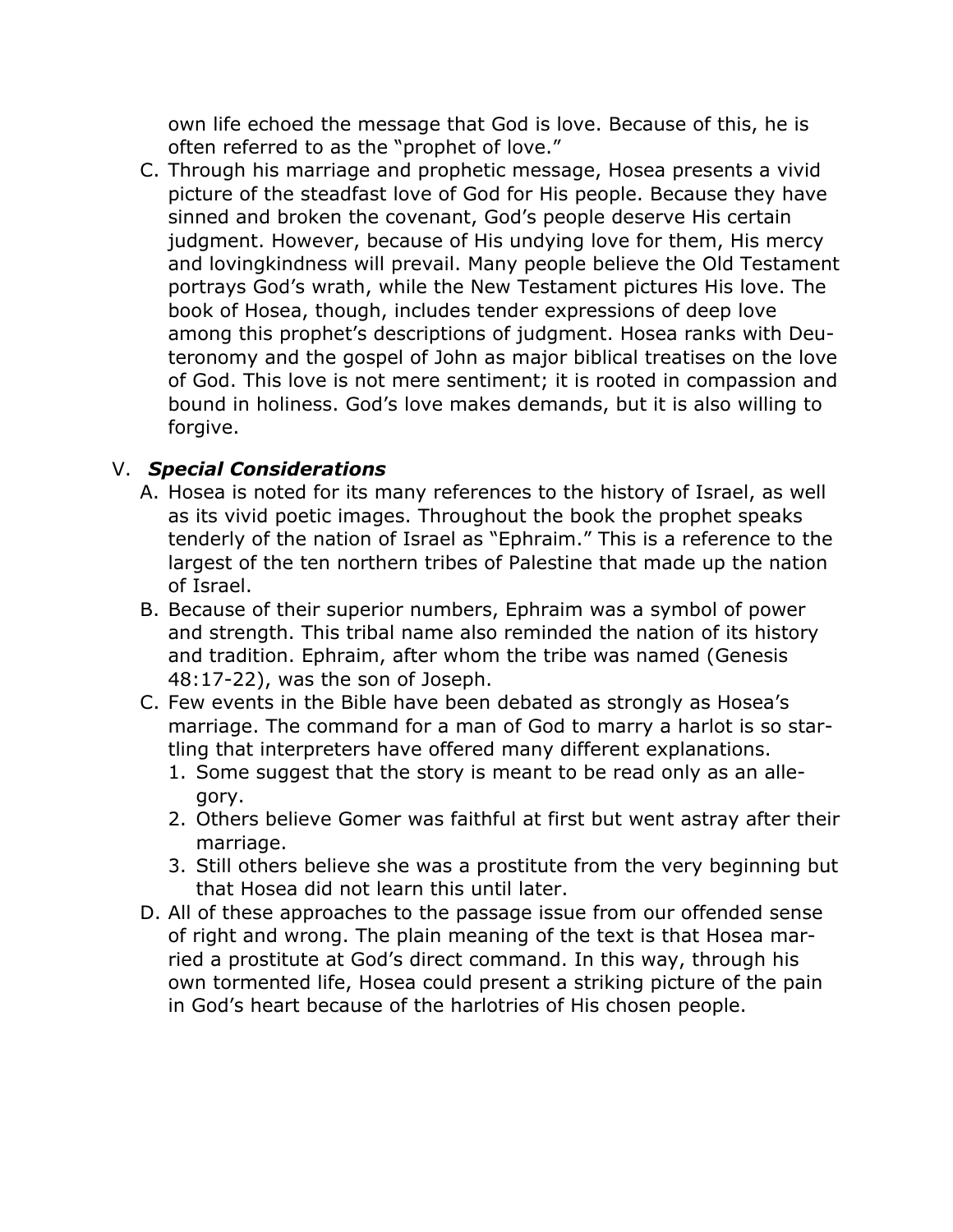own life echoed the message that God is love. Because of this, he is often referred to as the "prophet of love."

C. Through his marriage and prophetic message, Hosea presents a vivid picture of the steadfast love of God for His people. Because they have sinned and broken the covenant, God's people deserve His certain judgment. However, because of His undying love for them, His mercy and lovingkindness will prevail. Many people believe the Old Testament portrays God's wrath, while the New Testament pictures His love. The book of Hosea, though, includes tender expressions of deep love among this prophet's descriptions of judgment. Hosea ranks with Deuteronomy and the gospel of John as major biblical treatises on the love of God. This love is not mere sentiment; it is rooted in compassion and bound in holiness. God's love makes demands, but it is also willing to forgive.

## V. *Special Considerations*

A. Hosea is noted for its many references to the history of Israel, as well as its vivid poetic images. Throughout the book the prophet speaks tenderly of the nation of Israel as "Ephraim." This is a reference to the largest of the ten northern tribes of Palestine that made up the nation of Israel.

B. Because of their superior numbers, Ephraim was a symbol of power and strength. This tribal name also reminded the nation of its history and tradition. Ephraim, after whom the tribe was named (Genesis 48:17-22), was the son of Joseph.

C. Few events in the Bible have been debated as strongly as Hosea's marriage. The command for a man of God to marry a harlot is so startling that interpreters have offered many different explanations.

1. Some suggest that the story is meant to be read only as an allegory.
2. Others believe Gomer was faithful at first but went astray after their marriage.
3. Still others believe she was a prostitute from the very beginning but that Hosea did not learn this until later.

D. All of these approaches to the passage issue from our offended sense of right and wrong. The plain meaning of the text is that Hosea married a prostitute at God's direct command. In this way, through his own tormented life, Hosea could present a striking picture of the pain in God's heart because of the harlotries of His chosen people.